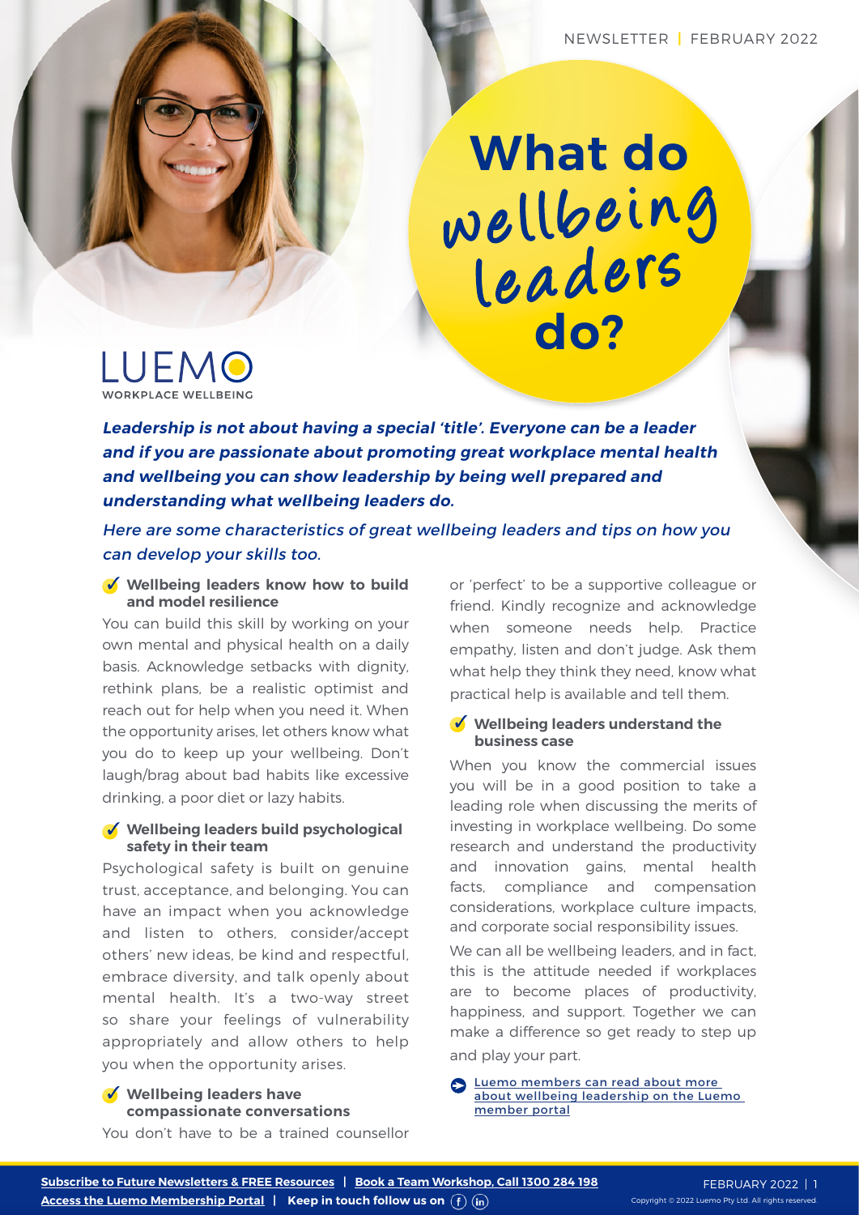NEWSLETTER | FEBRUARY 2022

# What do wellbeing leaders do?

LUEMO
WORKPLACE WELLBEING

***Leadership is not about having a special 'title'. Everyone can be a leader and if you are passionate about promoting great workplace mental health and wellbeing you can show leadership by being well prepared and understanding what wellbeing leaders do.***

*Here are some characteristics of great wellbeing leaders and tips on how you can develop your skills too.*

### Wellbeing leaders know how to build and model resilience

You can build this skill by working on your own mental and physical health on a daily basis. Acknowledge setbacks with dignity, rethink plans, be a realistic optimist and reach out for help when you need it. When the opportunity arises, let others know what you do to keep up your wellbeing. Don't laugh/brag about bad habits like excessive drinking, a poor diet or lazy habits.

### Wellbeing leaders build psychological safety in their team

Psychological safety is built on genuine trust, acceptance, and belonging. You can have an impact when you acknowledge and listen to others, consider/accept others' new ideas, be kind and respectful, embrace diversity, and talk openly about mental health. It's a two-way street so share your feelings of vulnerability appropriately and allow others to help you when the opportunity arises.

### Wellbeing leaders have compassionate conversations

You don't have to be a trained counsellor or 'perfect' to be a supportive colleague or friend. Kindly recognize and acknowledge when someone needs help. Practice empathy, listen and don't judge. Ask them what help they think they need, know what practical help is available and tell them.

### Wellbeing leaders understand the business case

When you know the commercial issues you will be in a good position to take a leading role when discussing the merits of investing in workplace wellbeing. Do some research and understand the productivity and innovation gains, mental health facts, compliance and compensation considerations, workplace culture impacts, and corporate social responsibility issues.

We can all be wellbeing leaders, and in fact, this is the attitude needed if workplaces are to become places of productivity, happiness, and support. Together we can make a difference so get ready to step up and play your part.

Luemo members can read about more about wellbeing leadership on the Luemo member portal

**Subscribe to Future Newsletters & FREE Resources** | **Book a Team Workshop, Call 1300 284 198**
**Access the Luemo Membership Portal** | **Keep in touch follow us on**

Copyright © 2022 Luemo Pty Ltd. All rights reserved.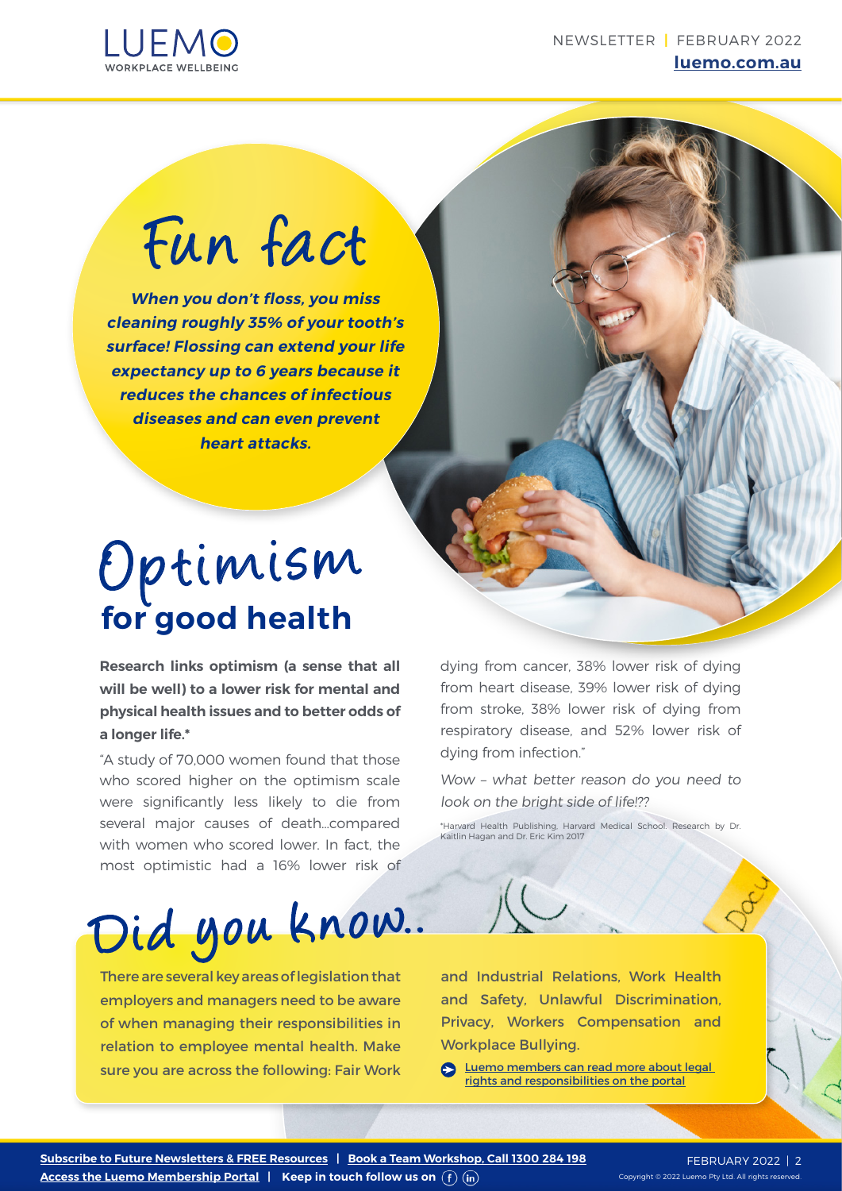# Fun fact

***When you don't floss, you miss cleaning roughly 35% of your tooth's surface! Flossing can extend your life expectancy up to 6 years because it reduces the chances of infectious diseases and can even prevent heart attacks.***

# Optimism for good health

**Research links optimism (a sense that all will be well) to a lower risk for mental and physical health issues and to better odds of a longer life.***

"A study of 70,000 women found that those who scored higher on the optimism scale were significantly less likely to die from several major causes of death…compared with women who scored lower. In fact, the most optimistic had a 16% lower risk of dying from cancer, 38% lower risk of dying from heart disease, 39% lower risk of dying from stroke, 38% lower risk of dying from respiratory disease, and 52% lower risk of dying from infection."

*Wow – what better reason do you need to look on the bright side of life!??*

*Harvard Health Publishing, Harvard Medical School. Research by Dr. Kaitlin Hagan and Dr. Eric Kim 2017

# Did you know..

There are several key areas of legislation that employers and managers need to be aware of when managing their responsibilities in relation to employee mental health. Make sure you are across the following: Fair Work and Industrial Relations, Work Health and Safety, Unlawful Discrimination, Privacy, Workers Compensation and Workplace Bullying.

Luemo members can read more about legal rights and responsibilities on the portal

**Subscribe to Future Newsletters & FREE Resources** | **Book a Team Workshop, Call 1300 284 198**

**Access the Luemo Membership Portal** | **Keep in touch follow us on**

Copyright © 2022 Luemo Pty Ltd. All rights reserved.